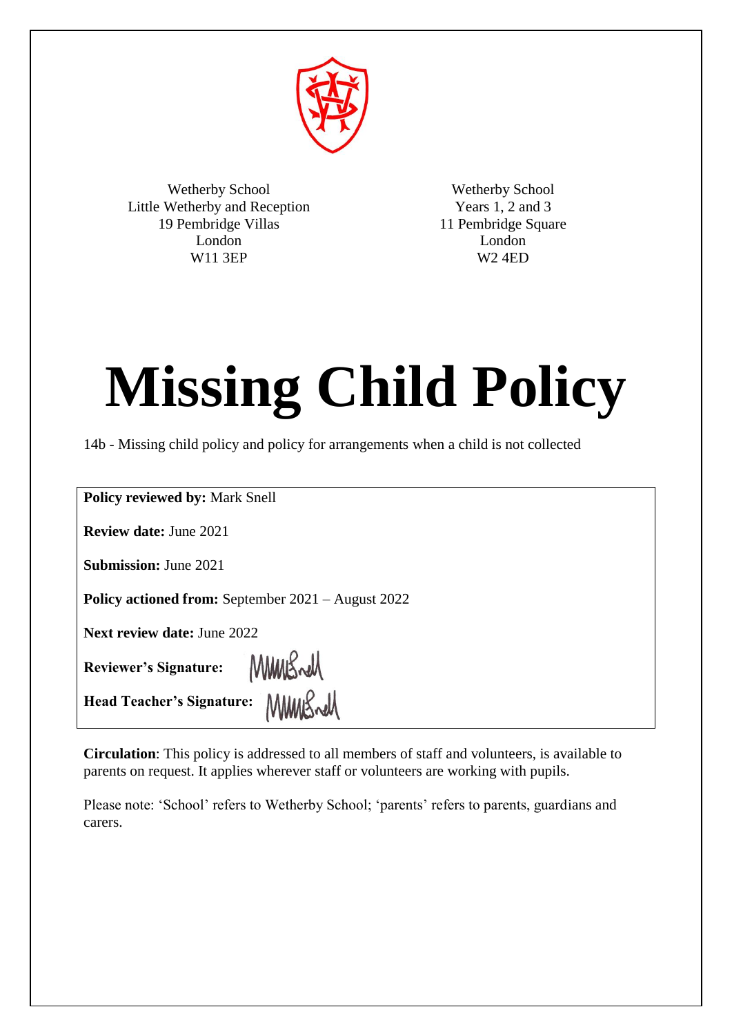Wetherby School
Little Wetherby and Reception
19 Pembridge Villas
London
W11 3EP

Wetherby School
Years 1, 2 and 3
11 Pembridge Square
London
W2 4ED

# Missing Child Policy

14b - Missing child policy and policy for arrangements when a child is not collected

**Policy reviewed by:** Mark Snell

**Review date:** June 2021

**Submission:** June 2021

**Policy actioned from:** September 2021 – August 2022

**Next review date:** June 2022

**Reviewer's Signature:**

**Head Teacher's Signature:**

**Circulation**: This policy is addressed to all members of staff and volunteers, is available to parents on request. It applies wherever staff or volunteers are working with pupils.

Please note: 'School' refers to Wetherby School; 'parents' refers to parents, guardians and carers.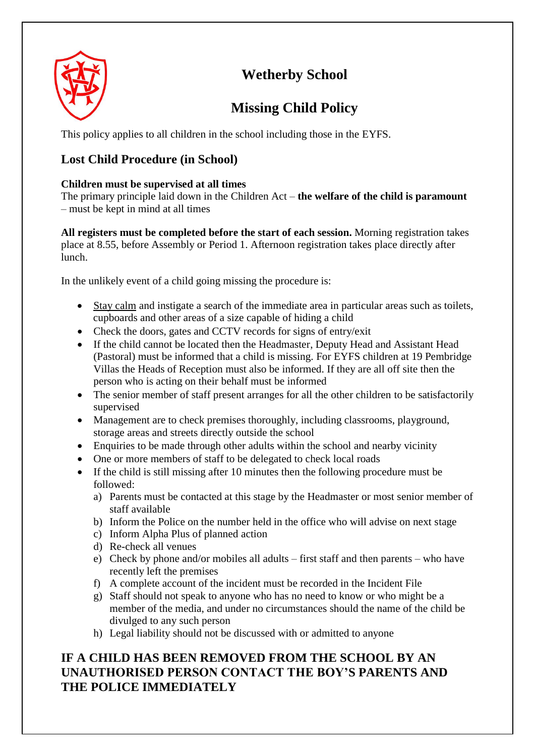# Wetherby School

## Missing Child Policy

This policy applies to all children in the school including those in the EYFS.

### Lost Child Procedure (in School)

**Children must be supervised at all times**
The primary principle laid down in the Children Act – **the welfare of the child is paramount** – must be kept in mind at all times

**All registers must be completed before the start of each session.** Morning registration takes place at 8.55, before Assembly or Period 1. Afternoon registration takes place directly after lunch.

In the unlikely event of a child going missing the procedure is:

- <u>Stay calm</u> and instigate a search of the immediate area in particular areas such as toilets, cupboards and other areas of a size capable of hiding a child
- Check the doors, gates and CCTV records for signs of entry/exit
- If the child cannot be located then the Headmaster, Deputy Head and Assistant Head (Pastoral) must be informed that a child is missing. For EYFS children at 19 Pembridge Villas the Heads of Reception must also be informed. If they are all off site then the person who is acting on their behalf must be informed
- The senior member of staff present arranges for all the other children to be satisfactorily supervised
- Management are to check premises thoroughly, including classrooms, playground, storage areas and streets directly outside the school
- Enquiries to be made through other adults within the school and nearby vicinity
- One or more members of staff to be delegated to check local roads
- If the child is still missing after 10 minutes then the following procedure must be followed:
  a) Parents must be contacted at this stage by the Headmaster or most senior member of staff available
  b) Inform the Police on the number held in the office who will advise on next stage
  c) Inform Alpha Plus of planned action
  d) Re-check all venues
  e) Check by phone and/or mobiles all adults – first staff and then parents – who have recently left the premises
  f) A complete account of the incident must be recorded in the Incident File
  g) Staff should not speak to anyone who has no need to know or who might be a member of the media, and under no circumstances should the name of the child be divulged to any such person
  h) Legal liability should not be discussed with or admitted to anyone

### IF A CHILD HAS BEEN REMOVED FROM THE SCHOOL BY AN UNAUTHORISED PERSON CONTACT THE BOY'S PARENTS AND THE POLICE IMMEDIATELY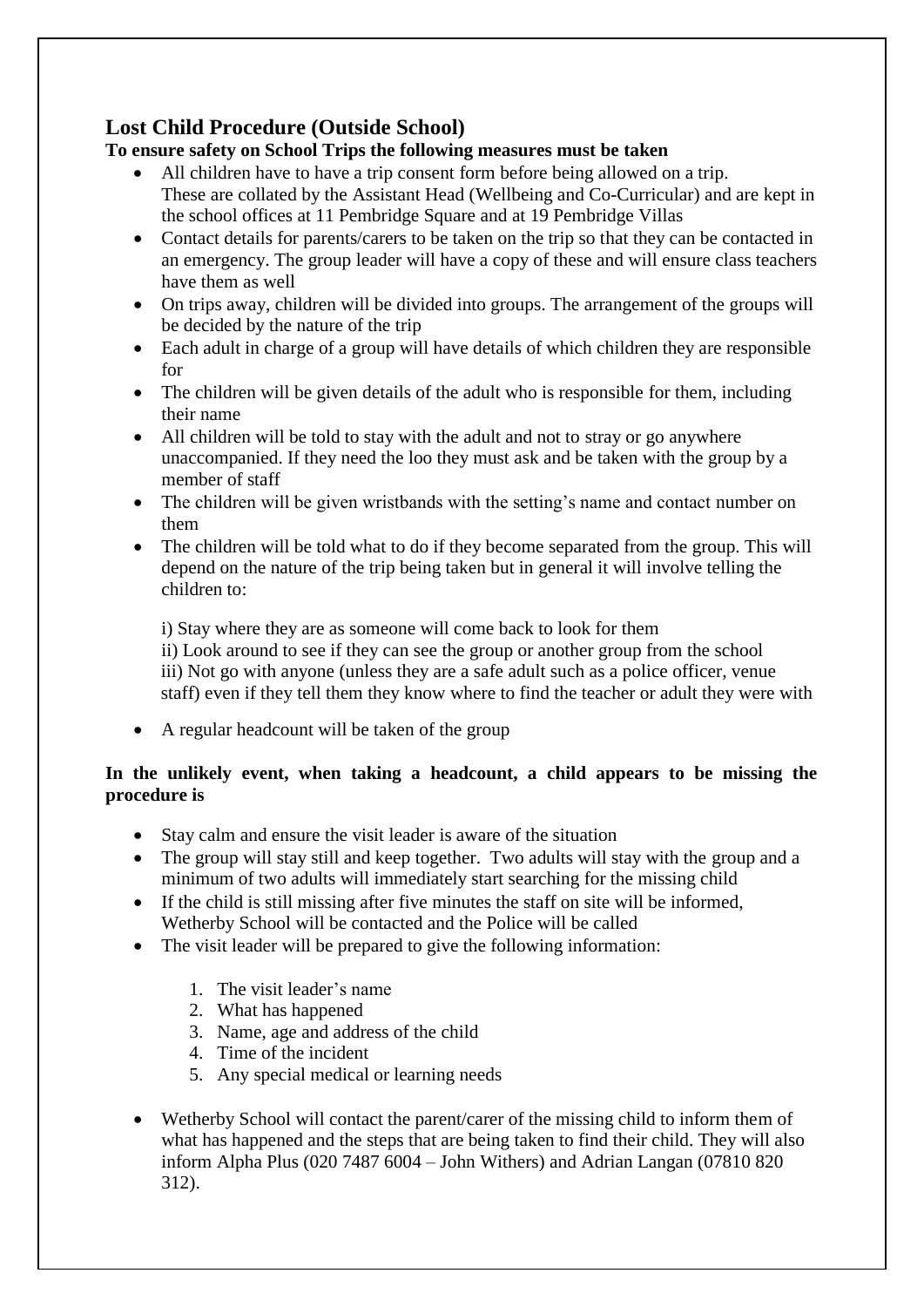## Lost Child Procedure (Outside School)

**To ensure safety on School Trips the following measures must be taken**

- All children have to have a trip consent form before being allowed on a trip. These are collated by the Assistant Head (Wellbeing and Co-Curricular) and are kept in the school offices at 11 Pembridge Square and at 19 Pembridge Villas
- Contact details for parents/carers to be taken on the trip so that they can be contacted in an emergency. The group leader will have a copy of these and will ensure class teachers have them as well
- On trips away, children will be divided into groups. The arrangement of the groups will be decided by the nature of the trip
- Each adult in charge of a group will have details of which children they are responsible for
- The children will be given details of the adult who is responsible for them, including their name
- All children will be told to stay with the adult and not to stray or go anywhere unaccompanied. If they need the loo they must ask and be taken with the group by a member of staff
- The children will be given wristbands with the setting's name and contact number on them
- The children will be told what to do if they become separated from the group. This will depend on the nature of the trip being taken but in general it will involve telling the children to:

  i) Stay where they are as someone will come back to look for them
  ii) Look around to see if they can see the group or another group from the school
  iii) Not go with anyone (unless they are a safe adult such as a police officer, venue staff) even if they tell them they know where to find the teacher or adult they were with

- A regular headcount will be taken of the group

**In the unlikely event, when taking a headcount, a child appears to be missing the procedure is**

- Stay calm and ensure the visit leader is aware of the situation
- The group will stay still and keep together. Two adults will stay with the group and a minimum of two adults will immediately start searching for the missing child
- If the child is still missing after five minutes the staff on site will be informed, Wetherby School will be contacted and the Police will be called
- The visit leader will be prepared to give the following information:

  1. The visit leader's name
  2. What has happened
  3. Name, age and address of the child
  4. Time of the incident
  5. Any special medical or learning needs

- Wetherby School will contact the parent/carer of the missing child to inform them of what has happened and the steps that are being taken to find their child. They will also inform Alpha Plus (020 7487 6004 – John Withers) and Adrian Langan (07810 820 312).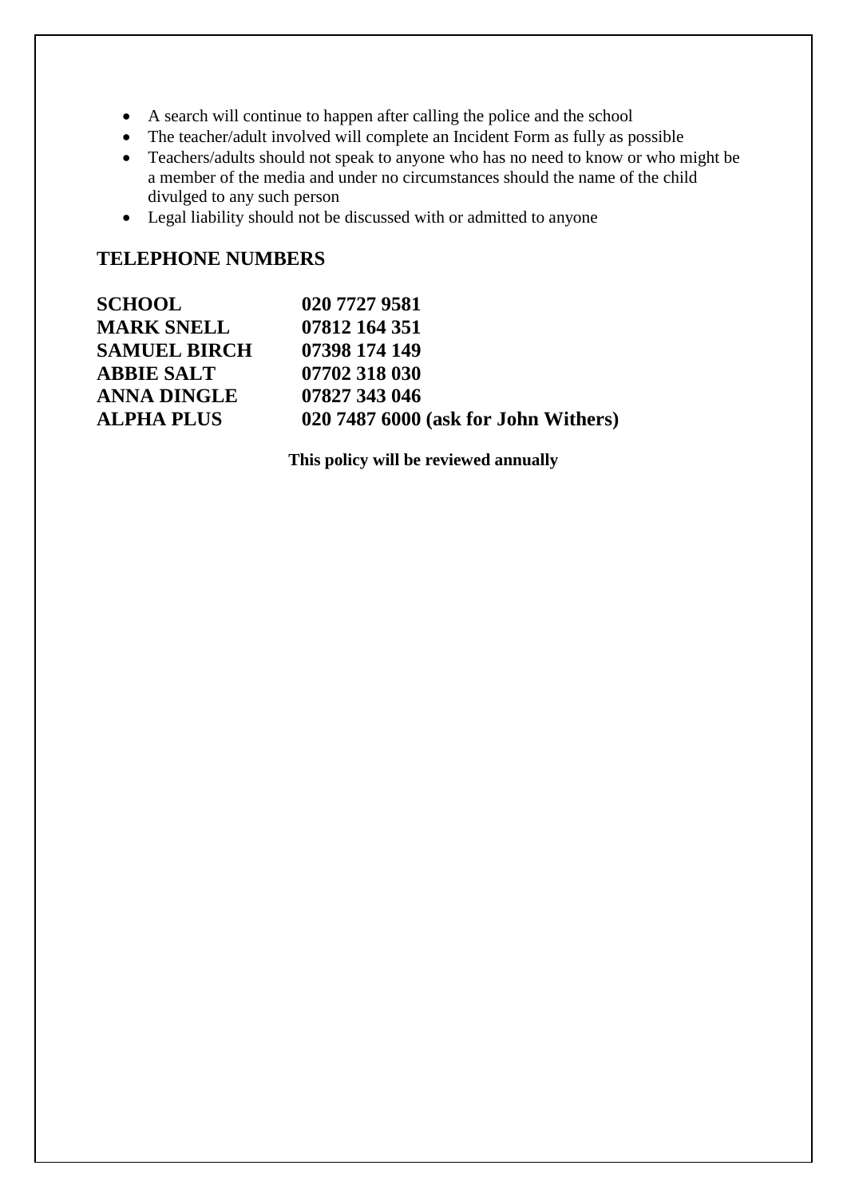- A search will continue to happen after calling the police and the school
- The teacher/adult involved will complete an Incident Form as fully as possible
- Teachers/adults should not speak to anyone who has no need to know or who might be a member of the media and under no circumstances should the name of the child divulged to any such person
- Legal liability should not be discussed with or admitted to anyone

## TELEPHONE NUMBERS

| | |
|---|---|
| **SCHOOL** | **020 7727 9581** |
| **MARK SNELL** | **07812 164 351** |
| **SAMUEL BIRCH** | **07398 174 149** |
| **ABBIE SALT** | **07702 318 030** |
| **ANNA DINGLE** | **07827 343 046** |
| **ALPHA PLUS** | **020 7487 6000 (ask for John Withers)** |

**This policy will be reviewed annually**